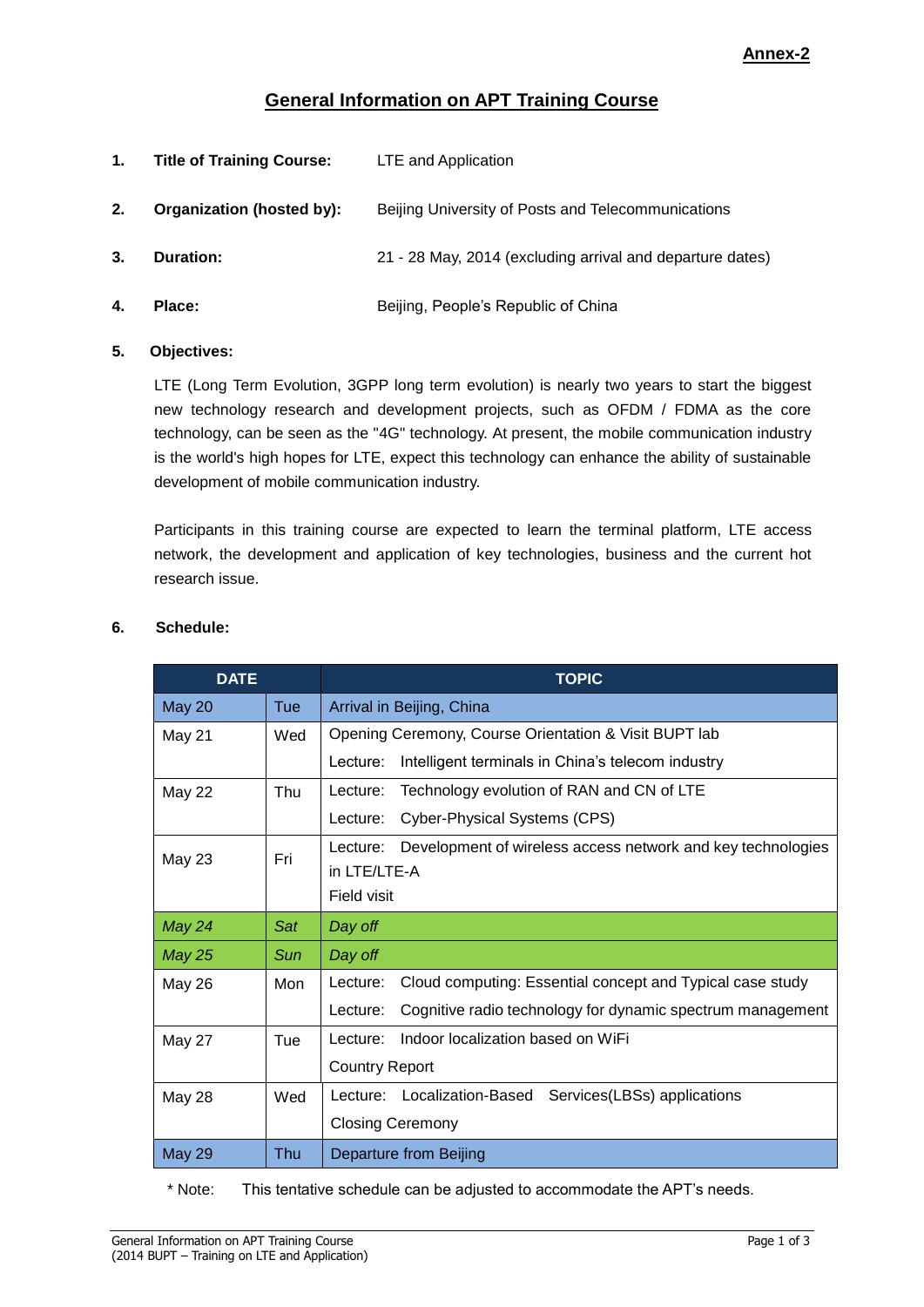**Annex-2**

# General Information on APT Training Course

1. **Title of Training Course:** LTE and Application

2. **Organization (hosted by):** Beijing University of Posts and Telecommunications

3. **Duration:** 21 - 28 May, 2014 (excluding arrival and departure dates)

4. **Place:** Beijing, People's Republic of China

5. **Objectives:**

   LTE (Long Term Evolution, 3GPP long term evolution) is nearly two years to start the biggest new technology research and development projects, such as OFDM / FDMA as the core technology, can be seen as the "4G" technology. At present, the mobile communication industry is the world's high hopes for LTE, expect this technology can enhance the ability of sustainable development of mobile communication industry.

   Participants in this training course are expected to learn the terminal platform, LTE access network, the development and application of key technologies, business and the current hot research issue.

6. **Schedule:**

| DATE | | TOPIC |
|---|---|---|
| May 20 | Tue | Arrival in Beijing, China |
| May 21 | Wed | Opening Ceremony, Course Orientation & Visit BUPT lab<br>Lecture: Intelligent terminals in China's telecom industry |
| May 22 | Thu | Lecture: Technology evolution of RAN and CN of LTE<br>Lecture: Cyber-Physical Systems (CPS) |
| May 23 | Fri | Lecture: Development of wireless access network and key technologies in LTE/LTE-A<br>Field visit |
| *May 24* | *Sat* | *Day off* |
| *May 25* | *Sun* | *Day off* |
| May 26 | Mon | Lecture: Cloud computing: Essential concept and Typical case study<br>Lecture: Cognitive radio technology for dynamic spectrum management |
| May 27 | Tue | Lecture: Indoor localization based on WiFi<br>Country Report |
| May 28 | Wed | Lecture: Localization-Based Services(LBSs) applications<br>Closing Ceremony |
| May 29 | Thu | Departure from Beijing |

\* Note: This tentative schedule can be adjusted to accommodate the APT's needs.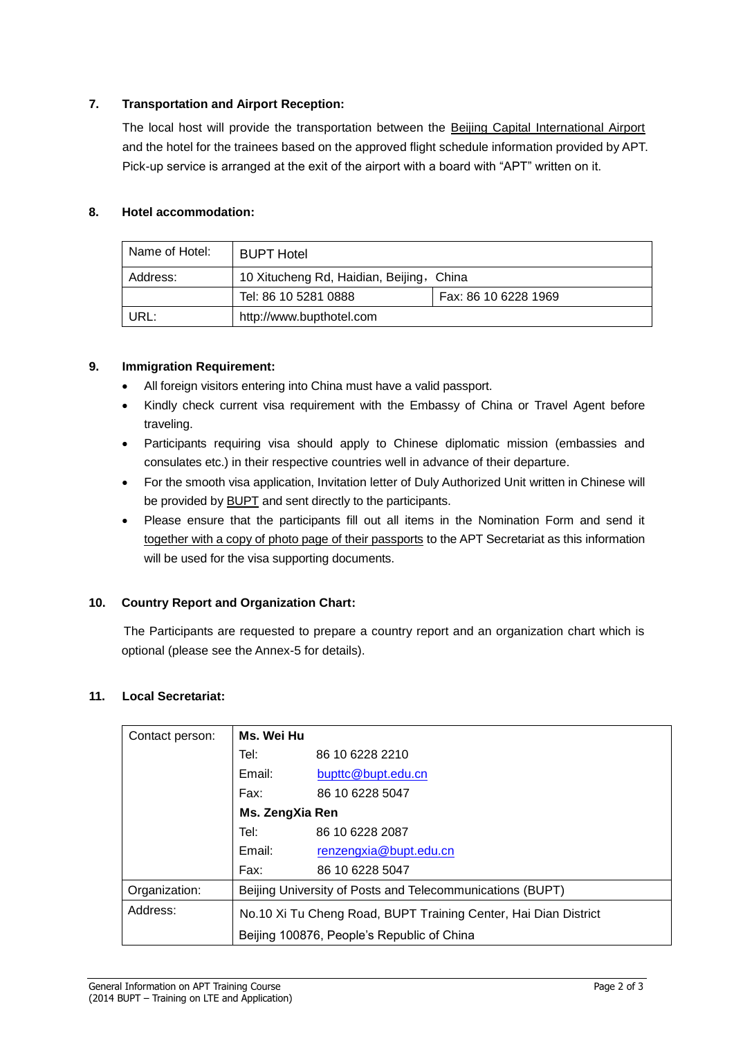### 7. Transportation and Airport Reception:

The local host will provide the transportation between the Beijing Capital International Airport and the hotel for the trainees based on the approved flight schedule information provided by APT. Pick-up service is arranged at the exit of the airport with a board with "APT" written on it.

### 8. Hotel accommodation:

| Name of Hotel: | BUPT Hotel | |
|---|---|---|
| Address: | 10 Xitucheng Rd, Haidian, Beijing，China | |
| | Tel: 86 10 5281 0888 | Fax: 86 10 6228 1969 |
| URL: | http://www.bupthotel.com | |

### 9. Immigration Requirement:

- All foreign visitors entering into China must have a valid passport.
- Kindly check current visa requirement with the Embassy of China or Travel Agent before traveling.
- Participants requiring visa should apply to Chinese diplomatic mission (embassies and consulates etc.) in their respective countries well in advance of their departure.
- For the smooth visa application, Invitation letter of Duly Authorized Unit written in Chinese will be provided by BUPT and sent directly to the participants.
- Please ensure that the participants fill out all items in the Nomination Form and send it together with a copy of photo page of their passports to the APT Secretariat as this information will be used for the visa supporting documents.

### 10. Country Report and Organization Chart:

The Participants are requested to prepare a country report and an organization chart which is optional (please see the Annex-5 for details).

### 11. Local Secretariat:

| Contact person: | **Ms. Wei Hu** | |
|---|---|---|
| | Tel: | 86 10 6228 2210 |
| | Email: | bupttc@bupt.edu.cn |
| | Fax: | 86 10 6228 5047 |
| | **Ms. ZengXia Ren** | |
| | Tel: | 86 10 6228 2087 |
| | Email: | renzengxia@bupt.edu.cn |
| | Fax: | 86 10 6228 5047 |
| Organization: | Beijing University of Posts and Telecommunications (BUPT) | |
| Address: | No.10 Xi Tu Cheng Road, BUPT Training Center, Hai Dian District Beijing 100876, People's Republic of China | |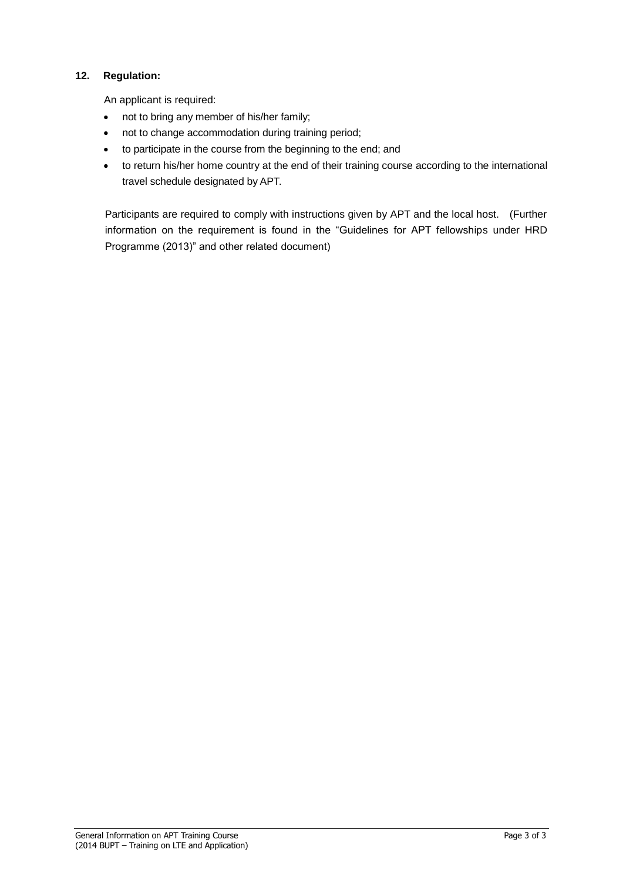**12. Regulation:**

An applicant is required:

- not to bring any member of his/her family;
- not to change accommodation during training period;
- to participate in the course from the beginning to the end; and
- to return his/her home country at the end of their training course according to the international travel schedule designated by APT.

Participants are required to comply with instructions given by APT and the local host. (Further information on the requirement is found in the "Guidelines for APT fellowships under HRD Programme (2013)" and other related document)